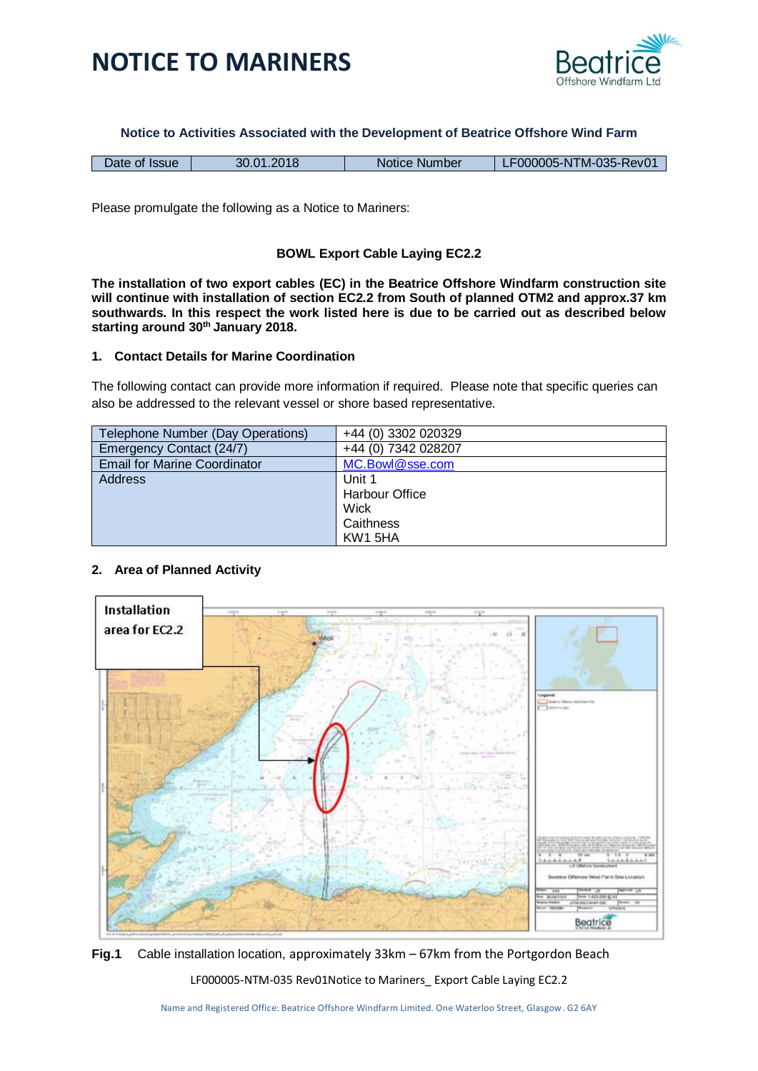# NOTICE TO MARINERS

Beatrice Offshore Windfarm Ltd

**Notice to Activities Associated with the Development of Beatrice Offshore Wind Farm**

| Date of Issue | 30.01.2018 | Notice Number | LF000005-NTM-035-Rev01 |
|---|---|---|---|

Please promulgate the following as a Notice to Mariners:

**BOWL Export Cable Laying EC2.2**

**The installation of two export cables (EC) in the Beatrice Offshore Windfarm construction site will continue with installation of section EC2.2 from South of planned OTM2 and approx.37 km southwards. In this respect the work listed here is due to be carried out as described below starting around 30th January 2018.**

## 1. Contact Details for Marine Coordination

The following contact can provide more information if required. Please note that specific queries can also be addressed to the relevant vessel or shore based representative.

| Telephone Number (Day Operations) | +44 (0) 3302 020329 |
|---|---|
| Emergency Contact (24/7) | +44 (0) 7342 028207 |
| Email for Marine Coordinator | MC.Bowl@sse.com |
| Address | Unit 1<br>Harbour Office<br>Wick<br>Caithness<br>KW1 5HA |

## 2. Area of Planned Activity

Installation area for EC2.2

**Fig.1** Cable installation location, approximately 33km – 67km from the Portgordon Beach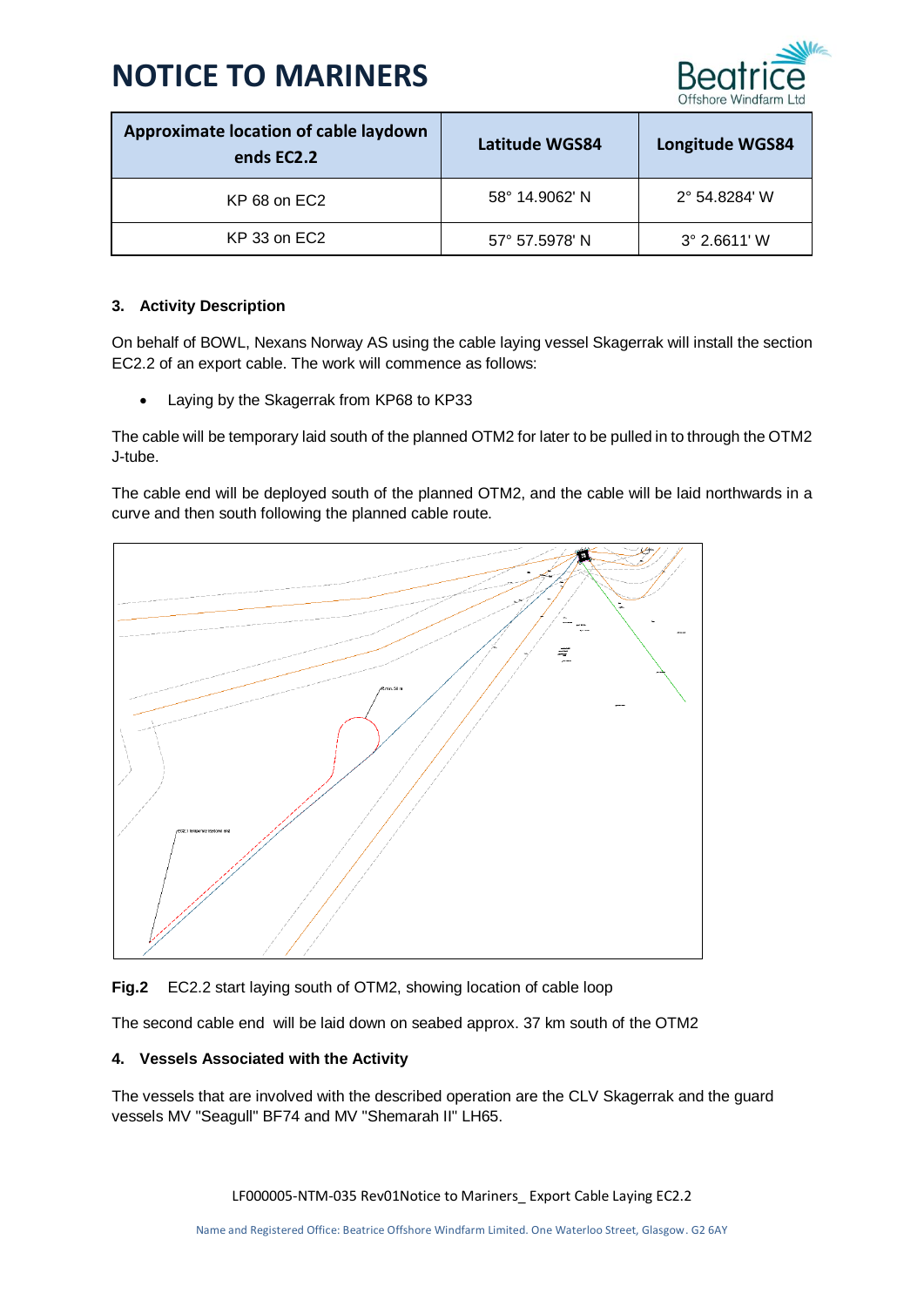# NOTICE TO MARINERS

| Approximate location of cable laydown ends EC2.2 | Latitude WGS84 | Longitude WGS84 |
|---|---|---|
| KP 68 on EC2 | 58° 14.9062' N | 2° 54.8284' W |
| KP 33 on EC2 | 57° 57.5978' N | 3° 2.6611' W |

### 3. Activity Description

On behalf of BOWL, Nexans Norway AS using the cable laying vessel Skagerrak will install the section EC2.2 of an export cable. The work will commence as follows:

- Laying by the Skagerrak from KP68 to KP33

The cable will be temporary laid south of the planned OTM2 for later to be pulled in to through the OTM2 J-tube.

The cable end will be deployed south of the planned OTM2, and the cable will be laid northwards in a curve and then south following the planned cable route.

**Fig.2** EC2.2 start laying south of OTM2, showing location of cable loop

The second cable end will be laid down on seabed approx. 37 km south of the OTM2

### 4. Vessels Associated with the Activity

The vessels that are involved with the described operation are the CLV Skagerrak and the guard vessels MV "Seagull" BF74 and MV "Shemarah II" LH65.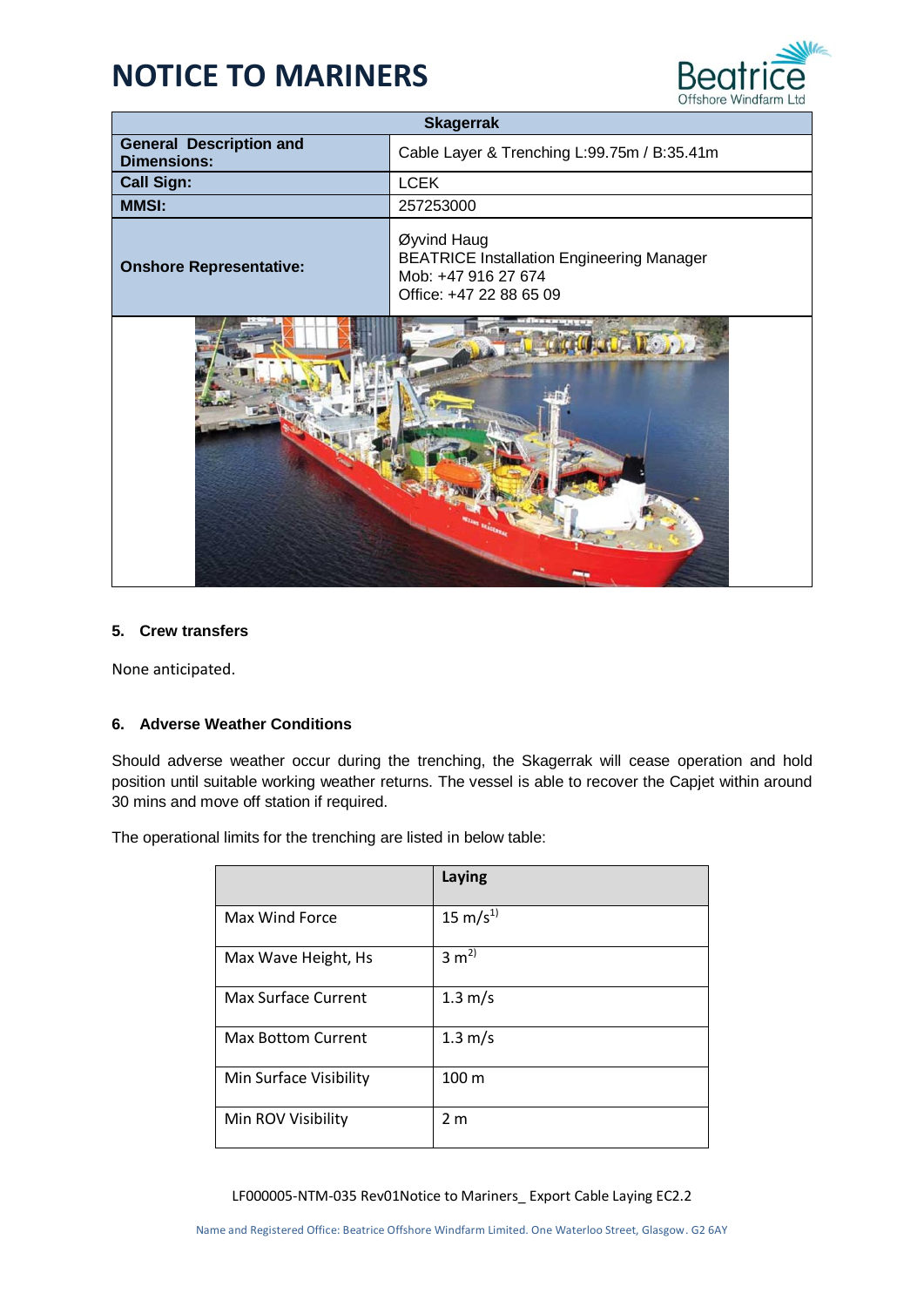| Skagerrak | |
|---|---|
| **General Description and Dimensions:** | Cable Layer & Trenching L:99.75m / B:35.41m |
| **Call Sign:** | LCEK |
| **MMSI:** | 257253000 |
| **Onshore Representative:** | Øyvind Haug<br>BEATRICE Installation Engineering Manager<br>Mob: +47 916 27 674<br>Office: +47 22 88 65 09 |

## 5. Crew transfers

None anticipated.

## 6. Adverse Weather Conditions

Should adverse weather occur during the trenching, the Skagerrak will cease operation and hold position until suitable working weather returns. The vessel is able to recover the Capjet within around 30 mins and move off station if required.

The operational limits for the trenching are listed in below table:

| | Laying |
|---|---|
| Max Wind Force | 15 m/s[1)] |
| Max Wave Height, Hs | 3 m[2)] |
| Max Surface Current | 1.3 m/s |
| Max Bottom Current | 1.3 m/s |
| Min Surface Visibility | 100 m |
| Min ROV Visibility | 2 m |

LF000005-NTM-035 Rev01Notice to Mariners_ Export Cable Laying EC2.2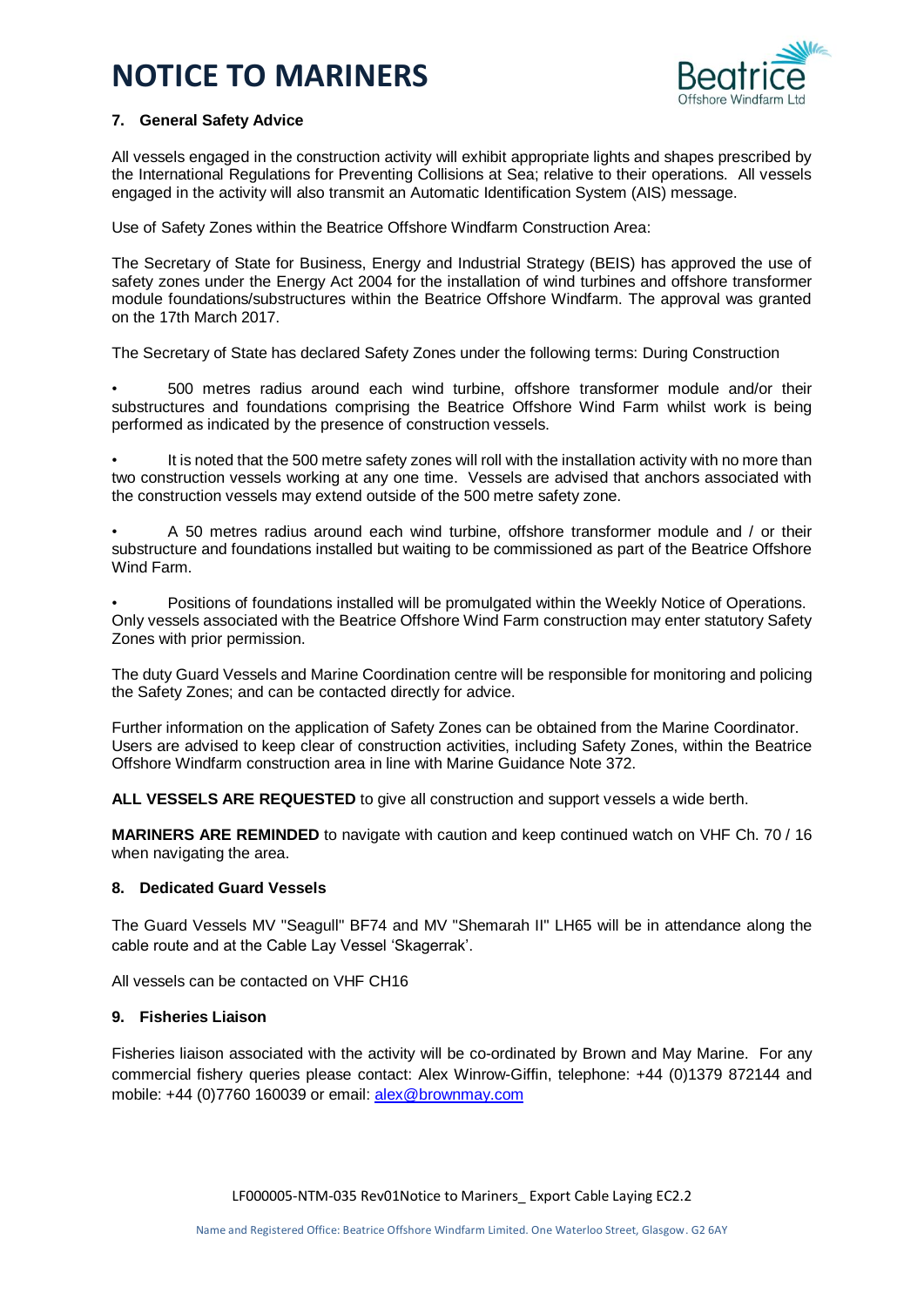# NOTICE TO MARINERS

### 7. General Safety Advice

All vessels engaged in the construction activity will exhibit appropriate lights and shapes prescribed by the International Regulations for Preventing Collisions at Sea; relative to their operations. All vessels engaged in the activity will also transmit an Automatic Identification System (AIS) message.

Use of Safety Zones within the Beatrice Offshore Windfarm Construction Area:

The Secretary of State for Business, Energy and Industrial Strategy (BEIS) has approved the use of safety zones under the Energy Act 2004 for the installation of wind turbines and offshore transformer module foundations/substructures within the Beatrice Offshore Windfarm. The approval was granted on the 17th March 2017.

The Secretary of State has declared Safety Zones under the following terms: During Construction

- 500 metres radius around each wind turbine, offshore transformer module and/or their substructures and foundations comprising the Beatrice Offshore Wind Farm whilst work is being performed as indicated by the presence of construction vessels.
- It is noted that the 500 metre safety zones will roll with the installation activity with no more than two construction vessels working at any one time. Vessels are advised that anchors associated with the construction vessels may extend outside of the 500 metre safety zone.
- A 50 metres radius around each wind turbine, offshore transformer module and / or their substructure and foundations installed but waiting to be commissioned as part of the Beatrice Offshore Wind Farm.
- Positions of foundations installed will be promulgated within the Weekly Notice of Operations. Only vessels associated with the Beatrice Offshore Wind Farm construction may enter statutory Safety Zones with prior permission.

The duty Guard Vessels and Marine Coordination centre will be responsible for monitoring and policing the Safety Zones; and can be contacted directly for advice.

Further information on the application of Safety Zones can be obtained from the Marine Coordinator. Users are advised to keep clear of construction activities, including Safety Zones, within the Beatrice Offshore Windfarm construction area in line with Marine Guidance Note 372.

**ALL VESSELS ARE REQUESTED** to give all construction and support vessels a wide berth.

**MARINERS ARE REMINDED** to navigate with caution and keep continued watch on VHF Ch. 70 / 16 when navigating the area.

### 8. Dedicated Guard Vessels

The Guard Vessels MV "Seagull" BF74 and MV "Shemarah II" LH65 will be in attendance along the cable route and at the Cable Lay Vessel 'Skagerrak'.

All vessels can be contacted on VHF CH16

### 9. Fisheries Liaison

Fisheries liaison associated with the activity will be co-ordinated by Brown and May Marine. For any commercial fishery queries please contact: Alex Winrow-Giffin, telephone: +44 (0)1379 872144 and mobile: +44 (0)7760 160039 or email: alex@brownmay.com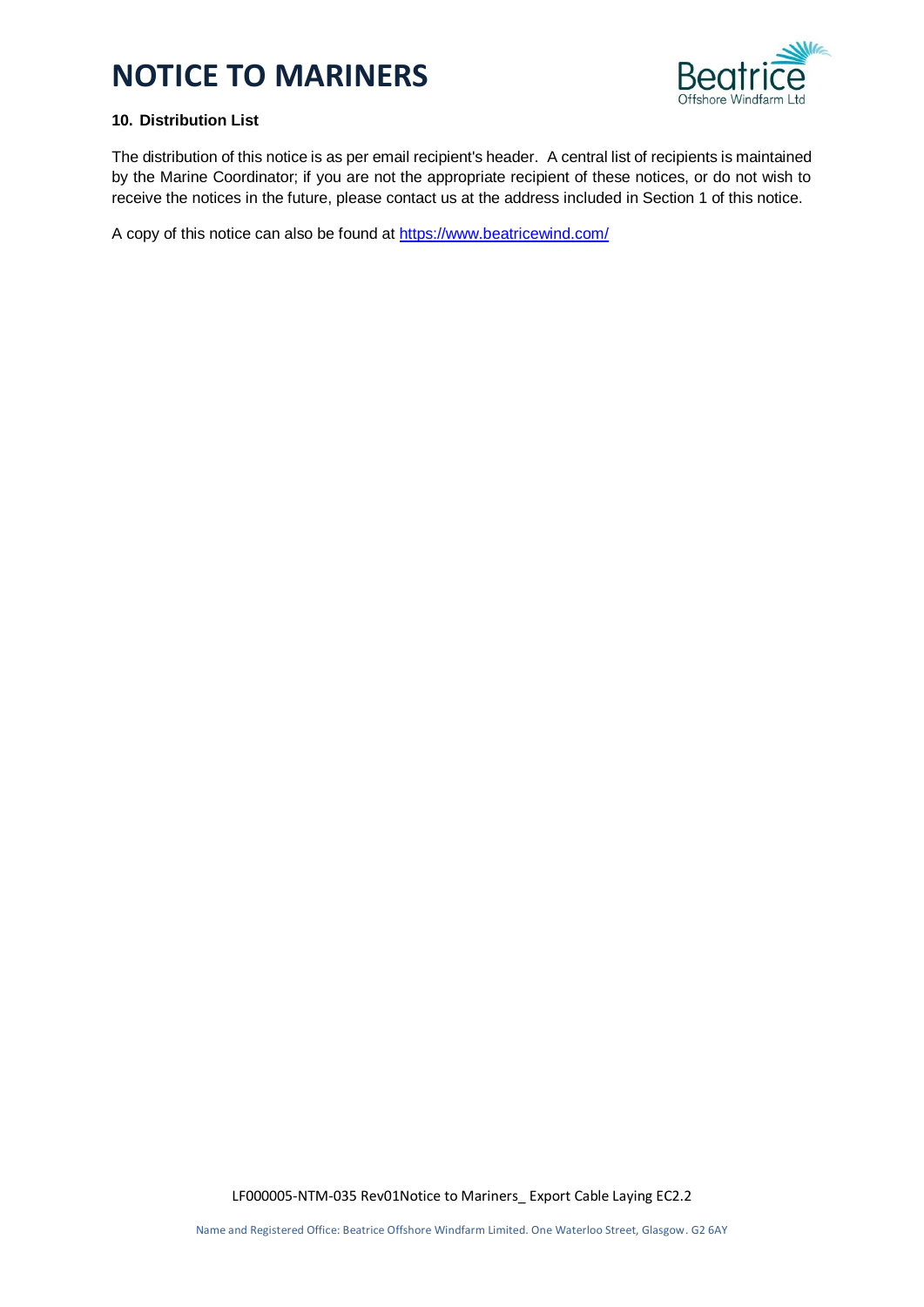## 10. Distribution List

The distribution of this notice is as per email recipient's header. A central list of recipients is maintained by the Marine Coordinator; if you are not the appropriate recipient of these notices, or do not wish to receive the notices in the future, please contact us at the address included in Section 1 of this notice.

A copy of this notice can also be found at https://www.beatricewind.com/